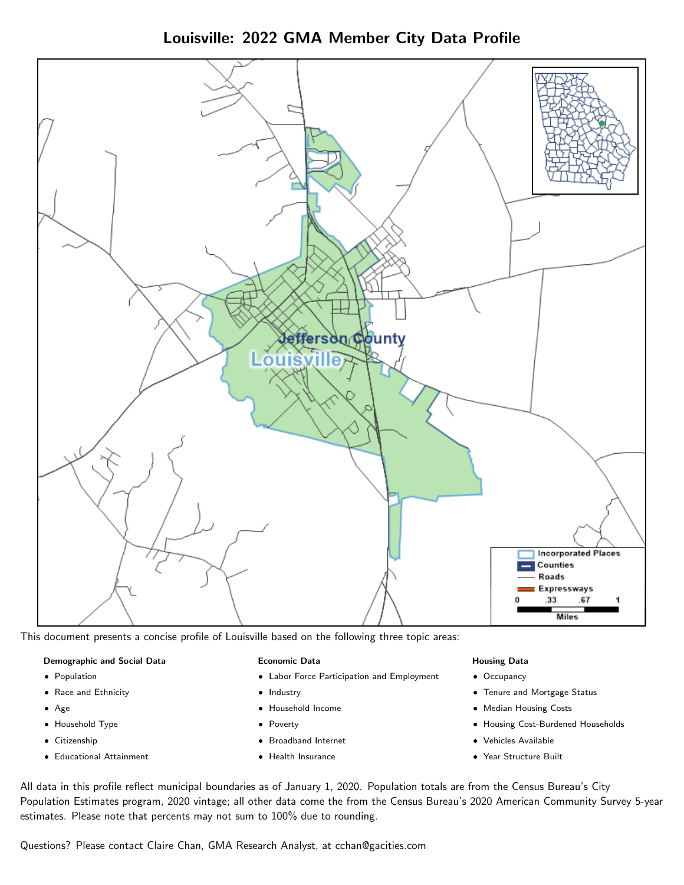# Louisville: 2022 GMA Member City Data Profile

This document presents a concise profile of Louisville based on the following three topic areas:

**Demographic and Social Data**

- Population
- Race and Ethnicity
- Age
- Household Type
- Citizenship
- Educational Attainment

**Economic Data**

- Labor Force Participation and Employment
- Industry
- Household Income
- Poverty
- Broadband Internet
- Health Insurance

**Housing Data**

- Occupancy
- Tenure and Mortgage Status
- Median Housing Costs
- Housing Cost-Burdened Households
- Vehicles Available
- Year Structure Built

All data in this profile reflect municipal boundaries as of January 1, 2020. Population totals are from the Census Bureau's City Population Estimates program, 2020 vintage; all other data come the from the Census Bureau's 2020 American Community Survey 5-year estimates. Please note that percents may not sum to 100% due to rounding.

Questions? Please contact Claire Chan, GMA Research Analyst, at cchan@gacities.com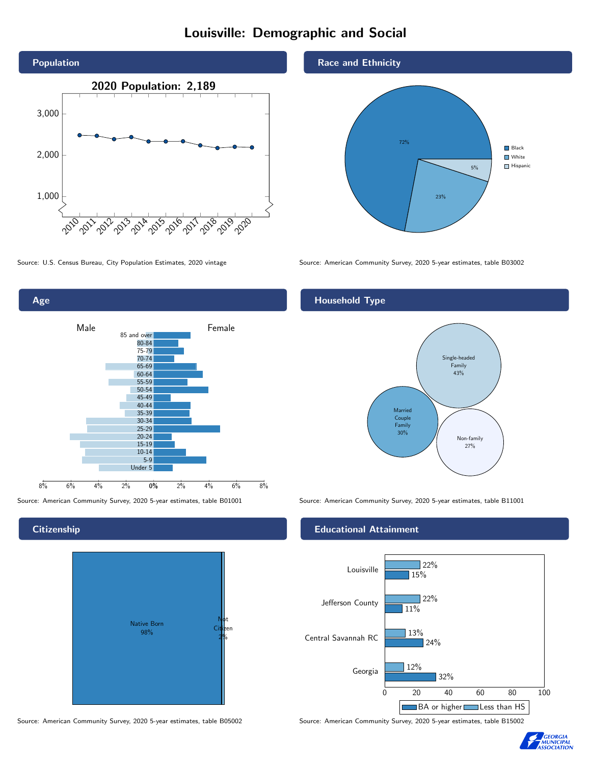# Louisville: Demographic and Social

## Population

2020 Population: 2,189

Source: U.S. Census Bureau, City Population Estimates, 2020 vintage

## Race and Ethnicity

| Race/Ethnicity | Share |
| --- | --- |
| Black | 72% |
| White | 23% |
| Hispanic | 5% |

Source: American Community Survey, 2020 5-year estimates, table B03002

## Age

Source: American Community Survey, 2020 5-year estimates, table B01001

## Household Type

| Household Type | Share |
| --- | --- |
| Single-headed Family | 43% |
| Married Couple Family | 30% |
| Non-family | 27% |

Source: American Community Survey, 2020 5-year estimates, table B11001

## Citizenship

| Status | Share |
| --- | --- |
| Native Born | 98% |
| Not Citizen | 2% |

Source: American Community Survey, 2020 5-year estimates, table B05002

## Educational Attainment

| | Less than HS | BA or higher |
| --- | --- | --- |
| Louisville | 22% | 15% |
| Jefferson County | 22% | 11% |
| Central Savannah RC | 13% | 24% |
| Georgia | 12% | 32% |

Source: American Community Survey, 2020 5-year estimates, table B15002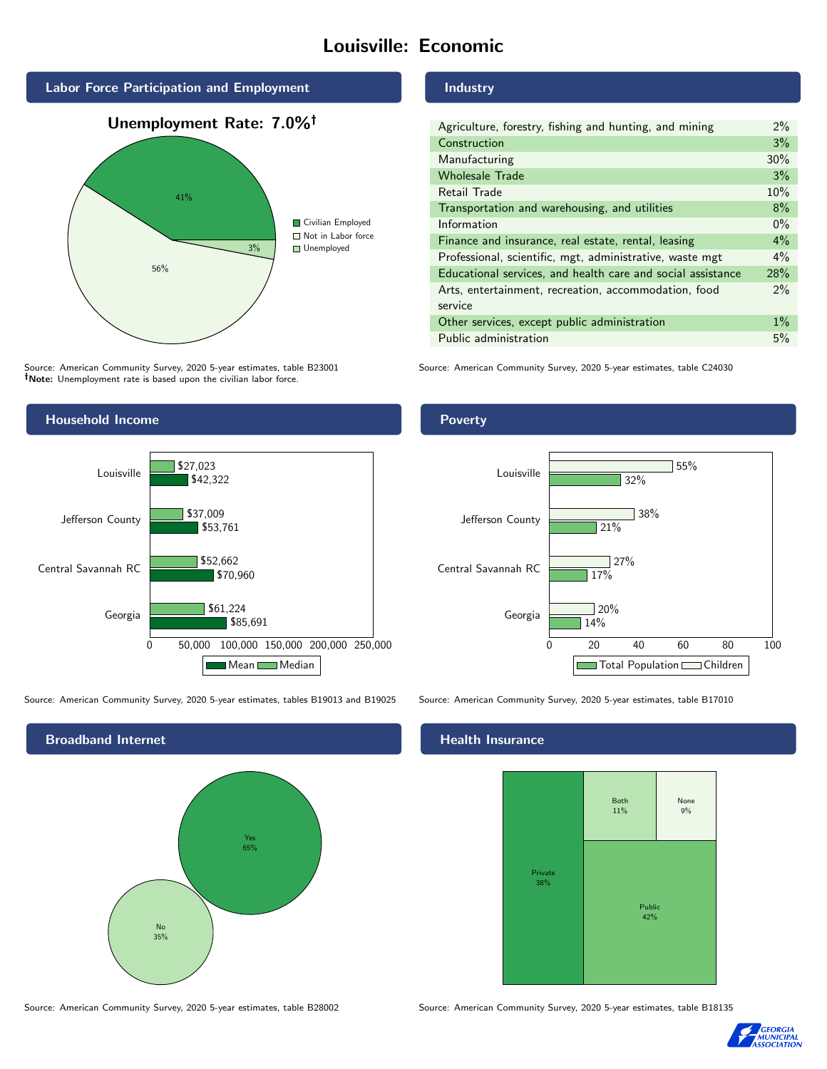# Louisville: Economic

## Labor Force Participation and Employment

**Unemployment Rate: 7.0%†**

| Category | Percent |
|---|---|
| Civilian Employed | 41% |
| Not in Labor force | 56% |
| Unemployed | 3% |

Source: American Community Survey, 2020 5-year estimates, table B23001
**†Note:** Unemployment rate is based upon the civilian labor force.

## Industry

| Industry | Percent |
|---|---|
| Agriculture, forestry, fishing and hunting, and mining | 2% |
| Construction | 3% |
| Manufacturing | 30% |
| Wholesale Trade | 3% |
| Retail Trade | 10% |
| Transportation and warehousing, and utilities | 8% |
| Information | 0% |
| Finance and insurance, real estate, rental, leasing | 4% |
| Professional, scientific, mgt, administrative, waste mgt | 4% |
| Educational services, and health care and social assistance | 28% |
| Arts, entertainment, recreation, accommodation, food service | 2% |
| Other services, except public administration | 1% |
| Public administration | 5% |

Source: American Community Survey, 2020 5-year estimates, table C24030

## Household Income

| Area | Median | Mean |
|---|---|---|
| Louisville | $27,023 | $42,322 |
| Jefferson County | $37,009 | $53,761 |
| Central Savannah RC | $52,662 | $70,960 |
| Georgia | $61,224 | $85,691 |

Source: American Community Survey, 2020 5-year estimates, tables B19013 and B19025

## Poverty

| Area | Children | Total Population |
|---|---|---|
| Louisville | 55% | 32% |
| Jefferson County | 38% | 21% |
| Central Savannah RC | 27% | 17% |
| Georgia | 20% | 14% |

Source: American Community Survey, 2020 5-year estimates, table B17010

## Broadband Internet

| Response | Percent |
|---|---|
| Yes | 65% |
| No | 35% |

Source: American Community Survey, 2020 5-year estimates, table B28002

## Health Insurance

| Type | Percent |
|---|---|
| Private | 38% |
| Public | 42% |
| Both | 11% |
| None | 9% |

Source: American Community Survey, 2020 5-year estimates, table B18135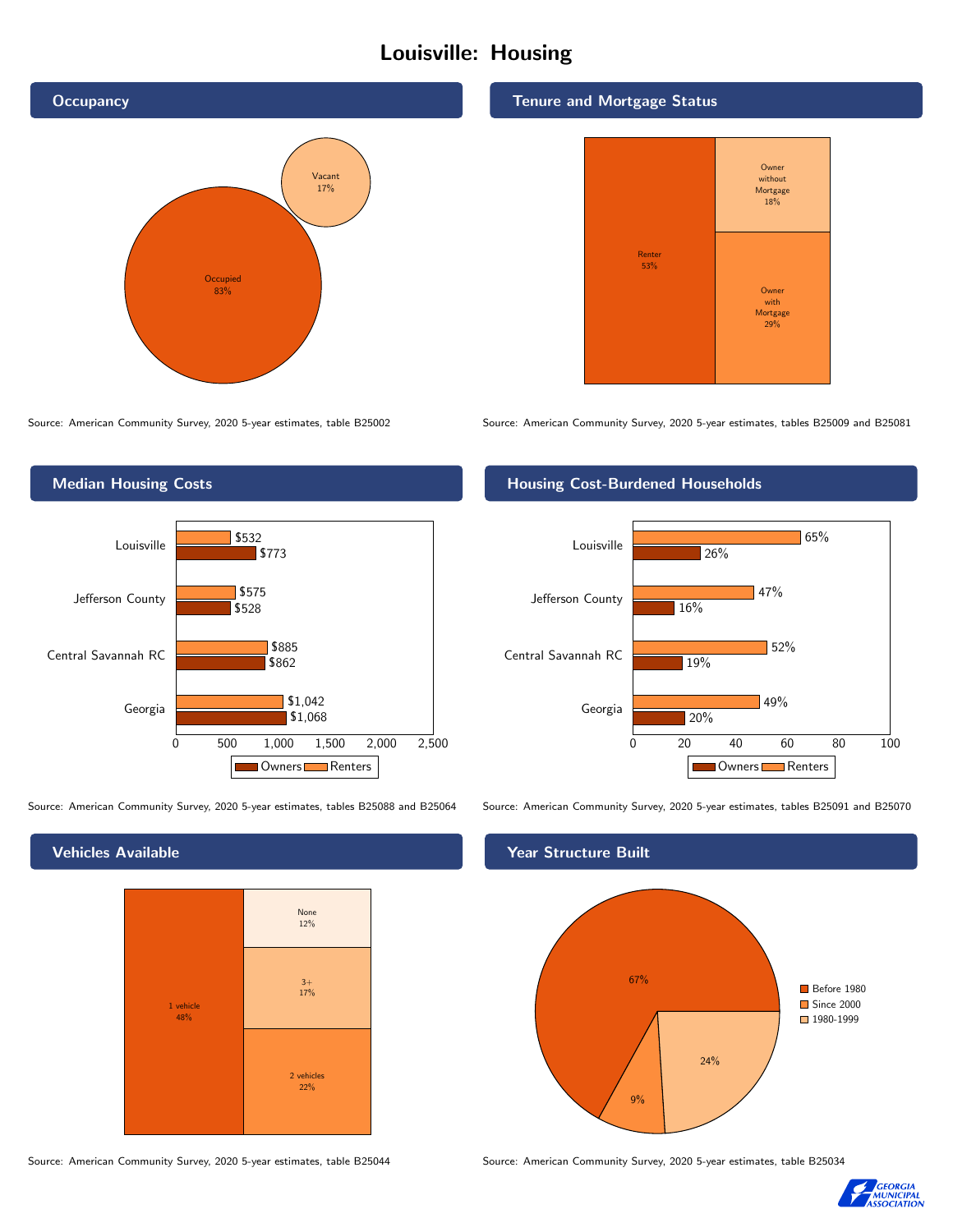# Louisville: Housing

## Occupancy

Vacant
17%

Occupied
83%

Source: American Community Survey, 2020 5-year estimates, table B25002

## Tenure and Mortgage Status

Renter
53%

Owner
without
Mortgage
18%

Owner
with
Mortgage
29%

Source: American Community Survey, 2020 5-year estimates, tables B25009 and B25081

## Median Housing Costs

Louisville
$532
$773

Jefferson County
$575
$528

Central Savannah RC
$885
$862

Georgia
$1,042
$1,068

0 500 1,000 1,500 2,000 2,500

Owners Renters

Source: American Community Survey, 2020 5-year estimates, tables B25088 and B25064

## Housing Cost-Burdened Households

Louisville
65%
26%

Jefferson County
47%
16%

Central Savannah RC
52%
19%

Georgia
49%
20%

0 20 40 60 80 100

Owners Renters

Source: American Community Survey, 2020 5-year estimates, tables B25091 and B25070

## Vehicles Available

1 vehicle
48%

None
12%

3+
17%

2 vehicles
22%

Source: American Community Survey, 2020 5-year estimates, table B25044

## Year Structure Built

67%

9%

24%

Before 1980
Since 2000
1980-1999

Source: American Community Survey, 2020 5-year estimates, table B25034